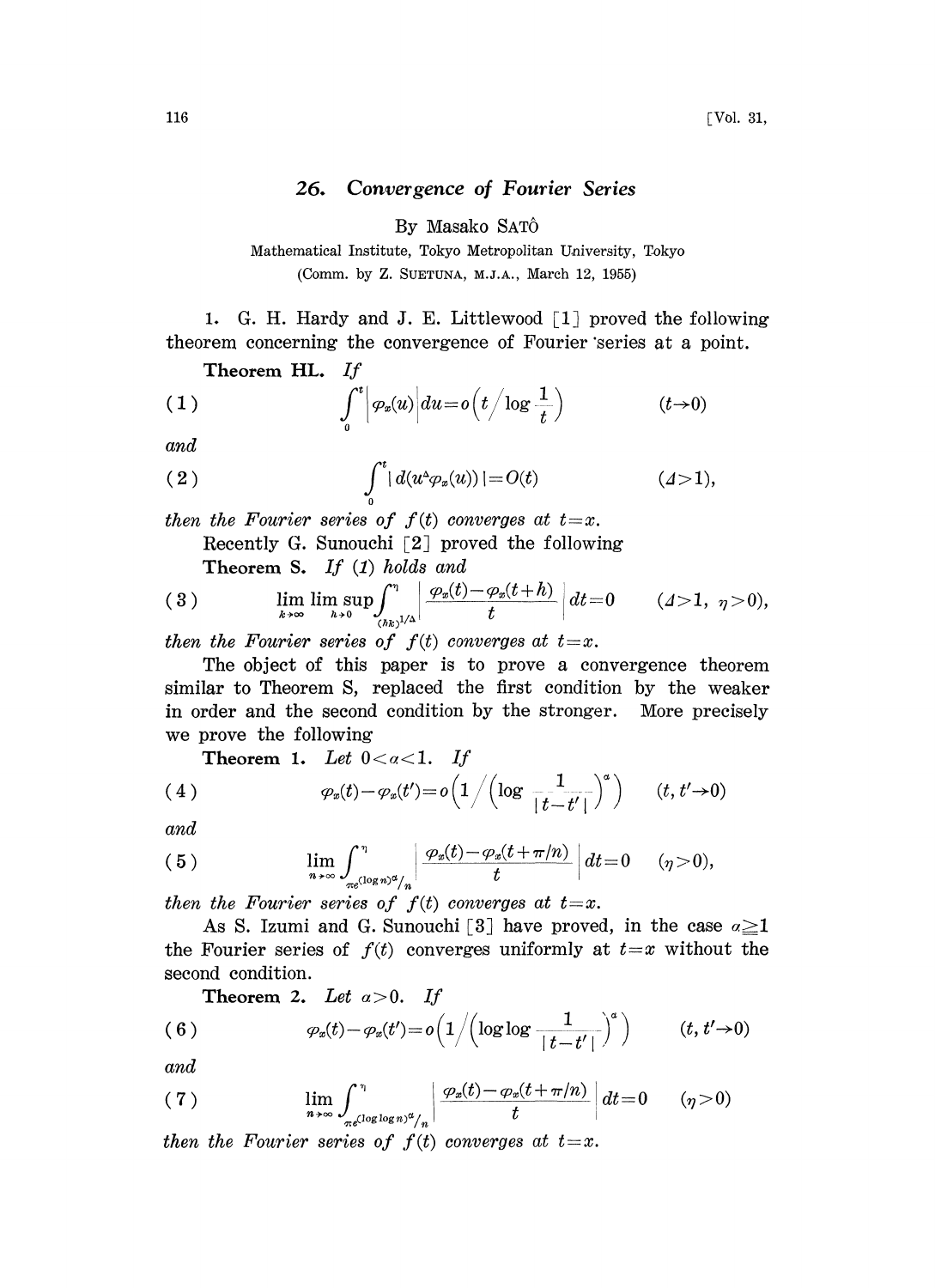## 26. Convergence of Fourier Series

By Masako SATÔ

Mathematical Institute, Tokyo Metropolitan University, Tokyo
(Comm. by Z. SUETUNA, M.J.A., March 12, 1955)

1. G. H. Hardy and J. E. Littlewood [1] proved the following theorem concerning the convergence of Fourier series at a point.

**Theorem HL.** *If*

$$\int_0^t \left|\varphi_x(u)\right| du = o\left(t \Big/ \log \frac{1}{t}\right) \qquad (t \to 0) \tag{1}$$

*and*

$$\int_0^t |d(u^\Delta \varphi_x(u))| = O(t) \qquad (\Delta > 1), \tag{2}$$

*then the Fourier series of $f(t)$ converges at $t=x$.*

Recently G. Sunouchi [2] proved the following

**Theorem S.** *If (1) holds and*

$$\lim_{k\to\infty} \limsup_{h\to 0} \int_{(hk)^{1/\Delta}}^{\eta} \left| \frac{\varphi_x(t) - \varphi_x(t+h)}{t} \right| dt = 0 \qquad (\Delta > 1,\ \eta > 0), \tag{3}$$

*then the Fourier series of $f(t)$ converges at $t=x$.*

The object of this paper is to prove a convergence theorem similar to Theorem S, replaced the first condition by the weaker in order and the second condition by the stronger. More precisely we prove the following

**Theorem 1.** *Let $0 < \alpha < 1$. If*

$$\varphi_x(t) - \varphi_x(t') = o\left(1 \Big/ \left(\log \frac{1}{|t-t'|}\right)^\alpha \right) \qquad (t, t' \to 0) \tag{4}$$

*and*

$$\lim_{n\to\infty} \int_{\pi e^{(\log n)^\alpha}/n}^{\eta} \left| \frac{\varphi_x(t) - \varphi_x(t+\pi/n)}{t} \right| dt = 0 \qquad (\eta > 0), \tag{5}$$

*then the Fourier series of $f(t)$ converges at $t=x$.*

As S. Izumi and G. Sunouchi [3] have proved, in the case $\alpha \geq 1$ the Fourier series of $f(t)$ converges uniformly at $t=x$ without the second condition.

**Theorem 2.** *Let $\alpha > 0$. If*

$$\varphi_x(t) - \varphi_x(t') = o\left(1 \Big/ \left(\log\log \frac{1}{|t-t'|}\right)^\alpha \right) \qquad (t, t' \to 0) \tag{6}$$

*and*

$$\lim_{n\to\infty} \int_{\pi e^{(\log\log n)^\alpha}/n}^{\eta} \left| \frac{\varphi_x(t) - \varphi_x(t+\pi/n)}{t} \right| dt = 0 \qquad (\eta > 0) \tag{7}$$

*then the Fourier series of $f(t)$ converges at $t=x$.*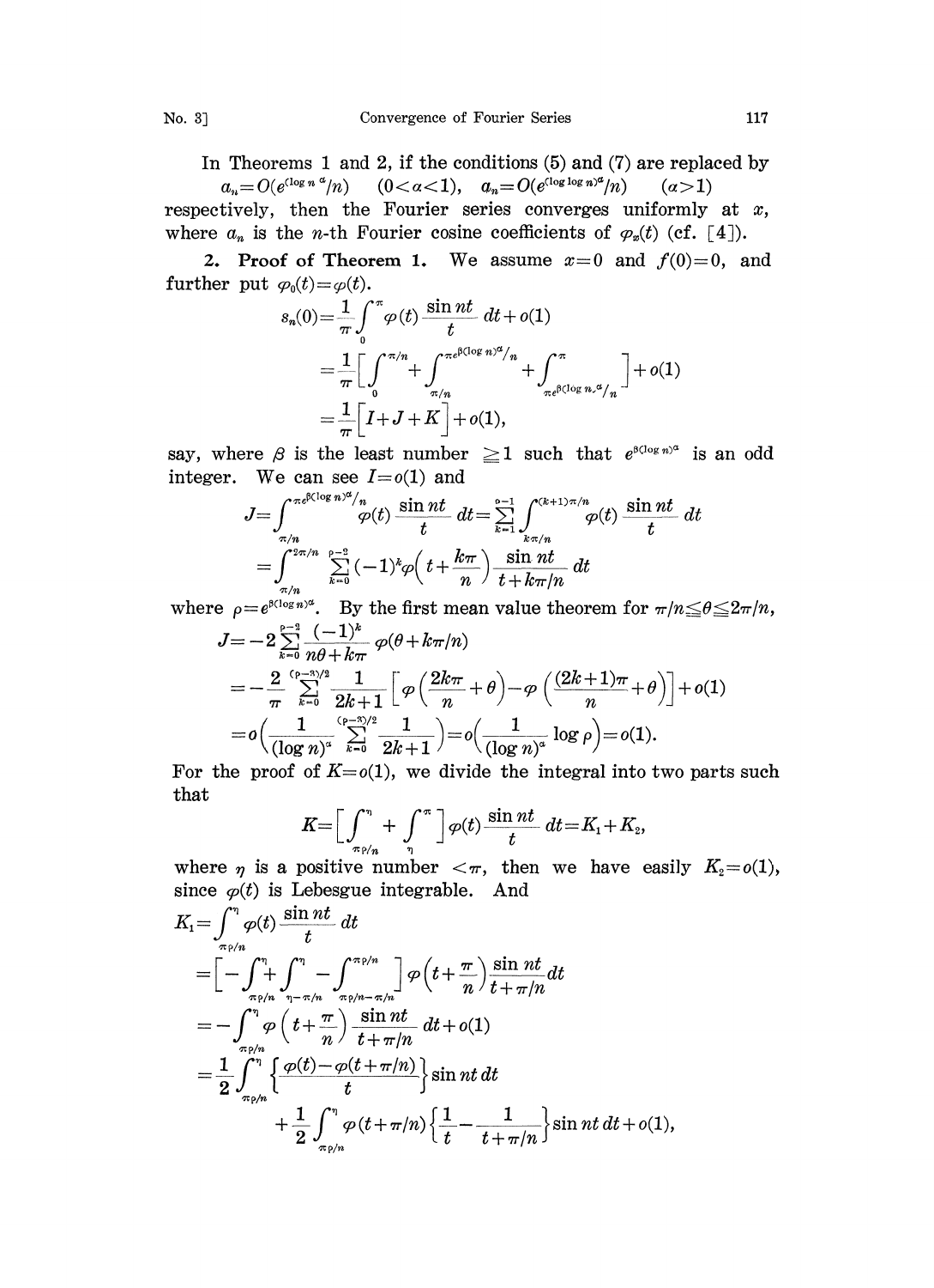In Theorems 1 and 2, if the conditions (5) and (7) are replaced by

$$a_n = O(e^{(\log n)^\alpha}/n) \quad (0<\alpha<1), \quad a_n = O(e^{(\log\log n)^\alpha}/n) \quad (\alpha>1)$$

respectively, then the Fourier series converges uniformly at $x$, where $a_n$ is the $n$-th Fourier cosine coefficients of $\varphi_x(t)$ (cf. [4]).

**2. Proof of Theorem 1.** We assume $x=0$ and $f(0)=0$, and further put $\varphi_0(t)=\varphi(t)$.

$$\begin{aligned}
s_n(0) &= \frac{1}{\pi}\int_0^\pi \varphi(t)\frac{\sin nt}{t}\,dt + o(1) \\
&= \frac{1}{\pi}\Big[\int_0^{\pi/n} + \int_{\pi/n}^{\pi e^{\beta(\log n)^\alpha}/n} + \int_{\pi e^{\beta(\log n)^\alpha}/n}^{\pi}\Big] + o(1) \\
&= \frac{1}{\pi}\Big[I+J+K\Big] + o(1),
\end{aligned}$$

say, where $\beta$ is the least number $\geqq 1$ such that $e^{\beta(\log n)^\alpha}$ is an odd integer. We can see $I=o(1)$ and

$$\begin{aligned}
J &= \int_{\pi/n}^{\pi e^{\beta(\log n)^\alpha}/n} \varphi(t)\frac{\sin nt}{t}\,dt = \sum_{k=1}^{\rho-1}\int_{k\pi/n}^{(k+1)\pi/n}\varphi(t)\frac{\sin nt}{t}\,dt \\
&= \int_{\pi/n}^{2\pi/n}\sum_{k=0}^{\rho-2}(-1)^k\varphi\Big(t+\frac{k\pi}{n}\Big)\frac{\sin nt}{t+k\pi/n}\,dt
\end{aligned}$$

where $\rho = e^{\beta(\log n)^\alpha}$. By the first mean value theorem for $\pi/n \leqq \theta \leqq 2\pi/n$,

$$\begin{aligned}
J &= -2\sum_{k=0}^{\rho-2}\frac{(-1)^k}{n\theta+k\pi}\varphi(\theta+k\pi/n) \\
&= -\frac{2}{\pi}\sum_{k=0}^{(\rho-3)/2}\frac{1}{2k+1}\Big[\varphi\Big(\frac{2k\pi}{n}+\theta\Big)-\varphi\Big(\frac{(2k+1)\pi}{n}+\theta\Big)\Big] + o(1) \\
&= o\Big(\frac{1}{(\log n)^\alpha}\sum_{k=0}^{(\rho-3)/2}\frac{1}{2k+1}\Big) = o\Big(\frac{1}{(\log n)^\alpha}\log\rho\Big) = o(1).
\end{aligned}$$

For the proof of $K=o(1)$, we divide the integral into two parts such that

$$K = \Big[\int_{\pi\rho/n}^{\eta} + \int_{\eta}^{\pi}\Big]\varphi(t)\frac{\sin nt}{t}\,dt = K_1 + K_2,$$

where $\eta$ is a positive number $<\pi$, then we have easily $K_2=o(1)$, since $\varphi(t)$ is Lebesgue integrable. And

$$\begin{aligned}
K_1 &= \int_{\pi\rho/n}^{\eta}\varphi(t)\frac{\sin nt}{t}\,dt \\
&= \Big[-\int_{\pi\rho/n}^{\eta} + \int_{\eta-\pi/n}^{\eta} - \int_{\pi\rho/n-\pi/n}^{\pi\rho/n}\Big]\varphi\Big(t+\frac{\pi}{n}\Big)\frac{\sin nt}{t+\pi/n}\,dt \\
&= -\int_{\pi\rho/n}^{\eta}\varphi\Big(t+\frac{\pi}{n}\Big)\frac{\sin nt}{t+\pi/n}\,dt + o(1) \\
&= \frac{1}{2}\int_{\pi\rho/n}^{\eta}\Big\{\frac{\varphi(t)-\varphi(t+\pi/n)}{t}\Big\}\sin nt\,dt \\
&\qquad + \frac{1}{2}\int_{\pi\rho/n}^{\eta}\varphi(t+\pi/n)\Big\{\frac{1}{t}-\frac{1}{t+\pi/n}\Big\}\sin nt\,dt + o(1),
\end{aligned}$$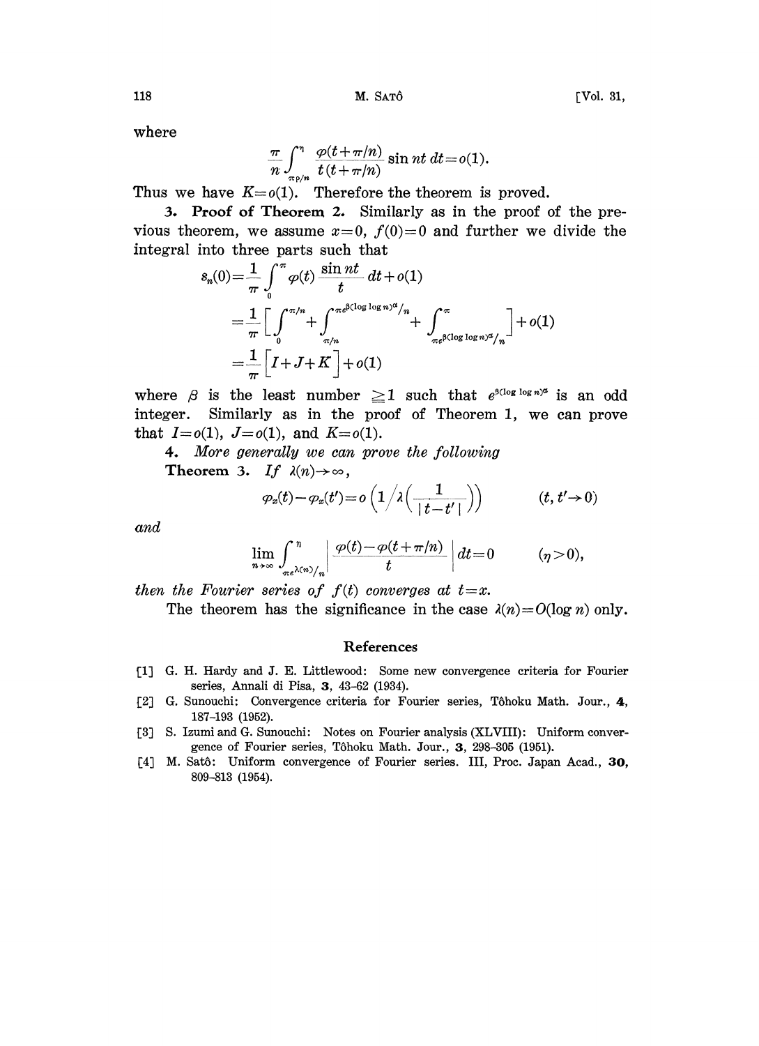where

$$\frac{\pi}{n}\int_{\pi\rho/n}^{\eta} \frac{\varphi(t+\pi/n)}{t(t+\pi/n)} \sin nt\, dt = o(1).$$

Thus we have $K=o(1)$. Therefore the theorem is proved.

**3. Proof of Theorem 2.** Similarly as in the proof of the previous theorem, we assume $x=0$, $f(0)=0$ and further we divide the integral into three parts such that

$$\begin{aligned} s_n(0) &= \frac{1}{\pi}\int_0^{\pi} \varphi(t)\frac{\sin nt}{t}\, dt + o(1) \\ &= \frac{1}{\pi}\left[\int_0^{\pi/n} + \int_{\pi/n}^{\pi e^{\beta(\log\log n)^{\alpha}}/n} + \int_{\pi e^{\beta(\log\log n)^{\alpha}}/n}^{\pi}\right] + o(1) \\ &= \frac{1}{\pi}\Big[I+J+K\Big] + o(1) \end{aligned}$$

where $\beta$ is the least number $\geqq 1$ such that $e^{\beta(\log\log n)^{\alpha}}$ is an odd integer. Similarly as in the proof of Theorem 1, we can prove that $I=o(1)$, $J=o(1)$, and $K=o(1)$.

4. *More generally we can prove the following*

**Theorem 3.** *If* $\lambda(n)\to\infty$,

$$\varphi_x(t)-\varphi_x(t') = o\left(1\Big/\lambda\Big(\frac{1}{|t-t'|}\Big)\right) \qquad (t, t'\to 0)$$

*and*

$$\lim_{n\to\infty}\int_{\pi e^{\lambda(n)}/n}^{\eta}\left|\frac{\varphi(t)-\varphi(t+\pi/n)}{t}\right| dt = 0 \qquad (\eta>0),$$

*then the Fourier series of* $f(t)$ *converges at* $t=x$.

The theorem has the significance in the case $\lambda(n)=O(\log n)$ only.

## References

[1] G. H. Hardy and J. E. Littlewood: Some new convergence criteria for Fourier series, Annali di Pisa, **3**, 43–62 (1934).

[2] G. Sunouchi: Convergence criteria for Fourier series, Tôhoku Math. Jour., **4**, 187–193 (1952).

[3] S. Izumi and G. Sunouchi: Notes on Fourier analysis (XLVIII): Uniform convergence of Fourier series, Tôhoku Math. Jour., **3**, 298–305 (1951).

[4] M. Satô: Uniform convergence of Fourier series. III, Proc. Japan Acad., **30**, 809–813 (1954).